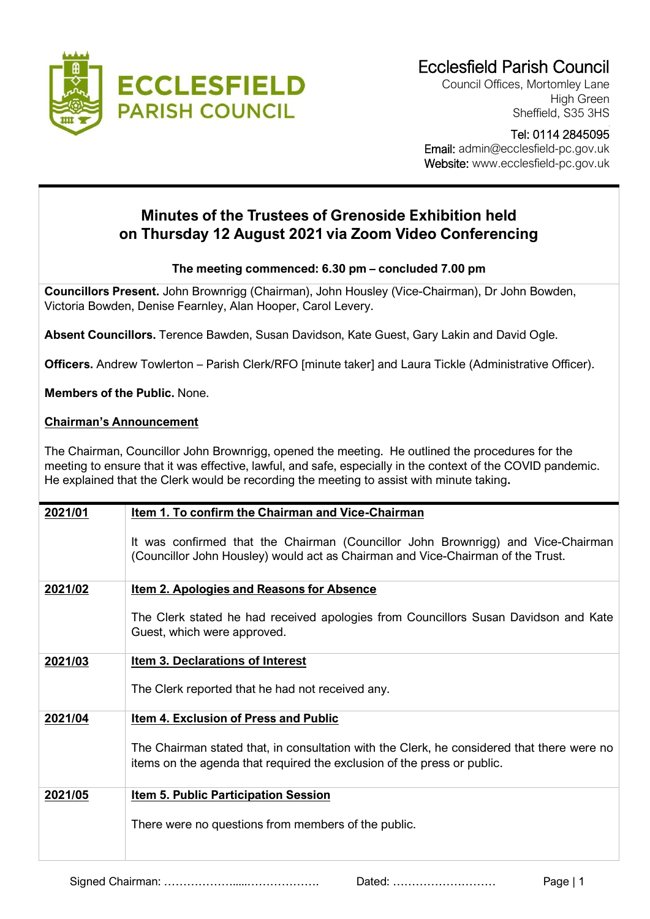**ECCLESFIELD PARISH COUNCIL**

# Ecclesfield Parish Council

Council Offices, Mortomley Lane
High Green
Sheffield, S35 3HS

Tel: 0114 2845095
Email: admin@ecclesfield-pc.gov.uk
Website: www.ecclesfield-pc.gov.uk

## Minutes of the Trustees of Grenoside Exhibition held on Thursday 12 August 2021 via Zoom Video Conferencing

**The meeting commenced: 6.30 pm – concluded 7.00 pm**

**Councillors Present.** John Brownrigg (Chairman), John Housley (Vice-Chairman), Dr John Bowden, Victoria Bowden, Denise Fearnley, Alan Hooper, Carol Levery.

**Absent Councillors.** Terence Bawden, Susan Davidson, Kate Guest, Gary Lakin and David Ogle.

**Officers.** Andrew Towlerton – Parish Clerk/RFO [minute taker] and Laura Tickle (Administrative Officer).

**Members of the Public.** None.

**Chairman's Announcement**

The Chairman, Councillor John Brownrigg, opened the meeting. He outlined the procedures for the meeting to ensure that it was effective, lawful, and safe, especially in the context of the COVID pandemic. He explained that the Clerk would be recording the meeting to assist with minute taking.

| | |
|---|---|
| **2021/01** | **Item 1. To confirm the Chairman and Vice-Chairman**<br><br>It was confirmed that the Chairman (Councillor John Brownrigg) and Vice-Chairman (Councillor John Housley) would act as Chairman and Vice-Chairman of the Trust. |
| **2021/02** | **Item 2. Apologies and Reasons for Absence**<br><br>The Clerk stated he had received apologies from Councillors Susan Davidson and Kate Guest, which were approved. |
| **2021/03** | **Item 3. Declarations of Interest**<br><br>The Clerk reported that he had not received any. |
| **2021/04** | **Item 4. Exclusion of Press and Public**<br><br>The Chairman stated that, in consultation with the Clerk, he considered that there were no items on the agenda that required the exclusion of the press or public. |
| **2021/05** | **Item 5. Public Participation Session**<br><br>There were no questions from members of the public. |

Signed Chairman: ……………….....………………. Dated: ………………………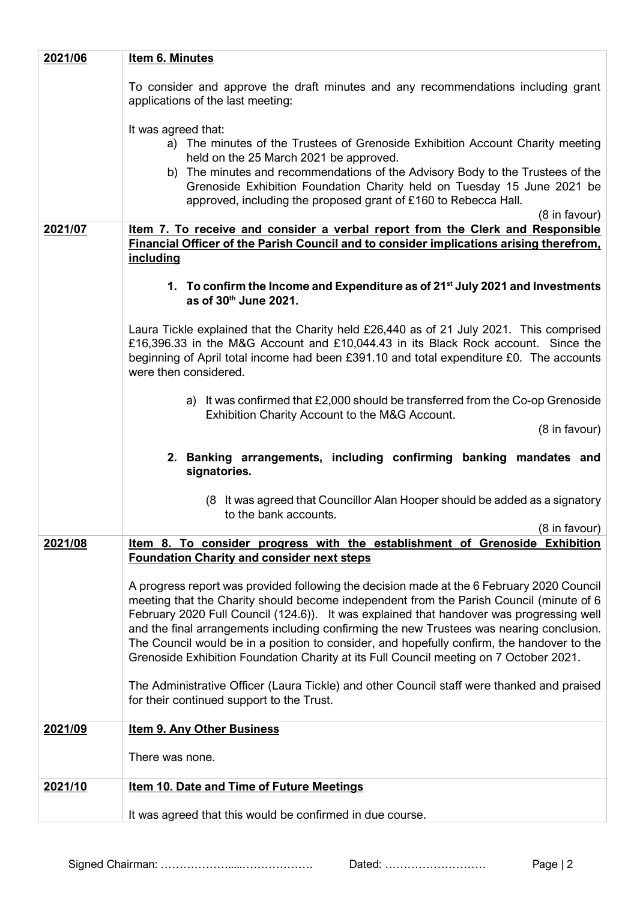| | |
|---|---|
| **2021/06** | **Item 6. Minutes**<br><br>To consider and approve the draft minutes and any recommendations including grant applications of the last meeting:<br><br>It was agreed that:<br>a) The minutes of the Trustees of Grenoside Exhibition Account Charity meeting held on the 25 March 2021 be approved.<br>b) The minutes and recommendations of the Advisory Body to the Trustees of the Grenoside Exhibition Foundation Charity held on Tuesday 15 June 2021 be approved, including the proposed grant of £160 to Rebecca Hall.<br>(8 in favour) |
| **2021/07** | **Item 7. To receive and consider a verbal report from the Clerk and Responsible Financial Officer of the Parish Council and to consider implications arising therefrom, including**<br><br>**1. To confirm the Income and Expenditure as of 21st July 2021 and Investments as of 30th June 2021.**<br><br>Laura Tickle explained that the Charity held £26,440 as of 21 July 2021. This comprised £16,396.33 in the M&G Account and £10,044.43 in its Black Rock account. Since the beginning of April total income had been £391.10 and total expenditure £0. The accounts were then considered.<br><br>a) It was confirmed that £2,000 should be transferred from the Co-op Grenoside Exhibition Charity Account to the M&G Account.<br>(8 in favour)<br><br>**2. Banking arrangements, including confirming banking mandates and signatories.**<br><br>(8 It was agreed that Councillor Alan Hooper should be added as a signatory to the bank accounts.<br>(8 in favour) |
| **2021/08** | **Item 8. To consider progress with the establishment of Grenoside Exhibition Foundation Charity and consider next steps**<br><br>A progress report was provided following the decision made at the 6 February 2020 Council meeting that the Charity should become independent from the Parish Council (minute of 6 February 2020 Full Council (124.6)). It was explained that handover was progressing well and the final arrangements including confirming the new Trustees was nearing conclusion. The Council would be in a position to consider, and hopefully confirm, the handover to the Grenoside Exhibition Foundation Charity at its Full Council meeting on 7 October 2021.<br><br>The Administrative Officer (Laura Tickle) and other Council staff were thanked and praised for their continued support to the Trust. |
| **2021/09** | **Item 9. Any Other Business**<br><br>There was none. |
| **2021/10** | **Item 10. Date and Time of Future Meetings**<br><br>It was agreed that this would be confirmed in due course. |

Signed Chairman: ……………….....………………. Dated: ………………………